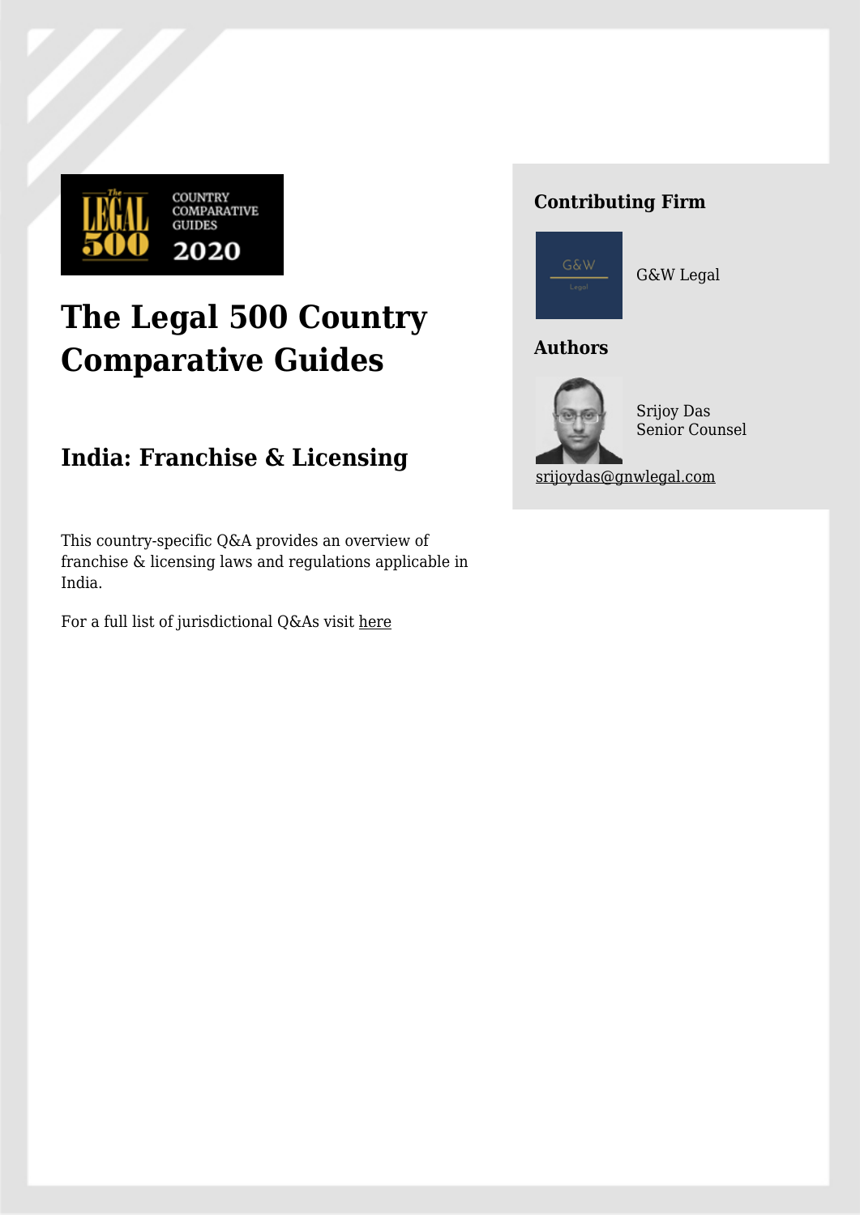# The Legal 500 Country Comparative Guides

## India: Franchise & Licensing

This country-specific Q&A provides an overview of franchise & licensing laws and regulations applicable in India.

For a full list of jurisdictional Q&As visit here

### Contributing Firm

G&W Legal

### Authors

Srijoy Das
Senior Counsel

srijoydas@gnwlegal.com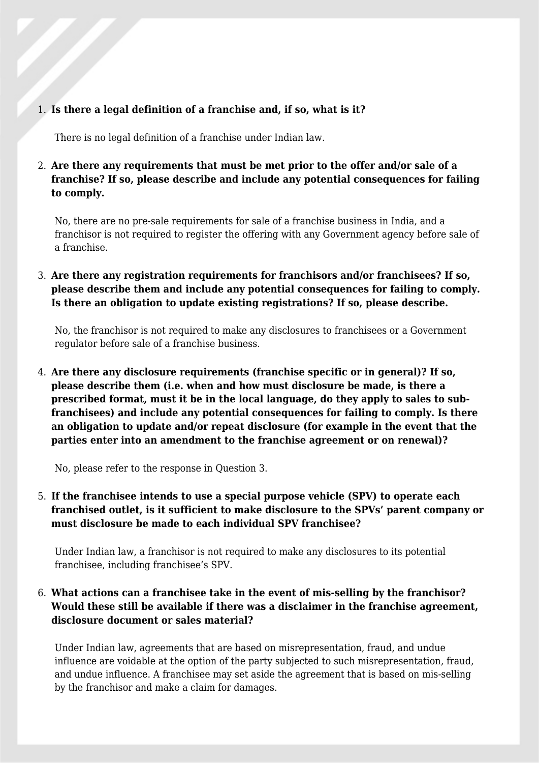1. **Is there a legal definition of a franchise and, if so, what is it?**

   There is no legal definition of a franchise under Indian law.

2. **Are there any requirements that must be met prior to the offer and/or sale of a franchise? If so, please describe and include any potential consequences for failing to comply.**

   No, there are no pre-sale requirements for sale of a franchise business in India, and a franchisor is not required to register the offering with any Government agency before sale of a franchise.

3. **Are there any registration requirements for franchisors and/or franchisees? If so, please describe them and include any potential consequences for failing to comply. Is there an obligation to update existing registrations? If so, please describe.**

   No, the franchisor is not required to make any disclosures to franchisees or a Government regulator before sale of a franchise business.

4. **Are there any disclosure requirements (franchise specific or in general)? If so, please describe them (i.e. when and how must disclosure be made, is there a prescribed format, must it be in the local language, do they apply to sales to sub-franchisees) and include any potential consequences for failing to comply. Is there an obligation to update and/or repeat disclosure (for example in the event that the parties enter into an amendment to the franchise agreement or on renewal)?**

   No, please refer to the response in Question 3.

5. **If the franchisee intends to use a special purpose vehicle (SPV) to operate each franchised outlet, is it sufficient to make disclosure to the SPVs' parent company or must disclosure be made to each individual SPV franchisee?**

   Under Indian law, a franchisor is not required to make any disclosures to its potential franchisee, including franchisee's SPV.

6. **What actions can a franchisee take in the event of mis-selling by the franchisor? Would these still be available if there was a disclaimer in the franchise agreement, disclosure document or sales material?**

   Under Indian law, agreements that are based on misrepresentation, fraud, and undue influence are voidable at the option of the party subjected to such misrepresentation, fraud, and undue influence. A franchisee may set aside the agreement that is based on mis-selling by the franchisor and make a claim for damages.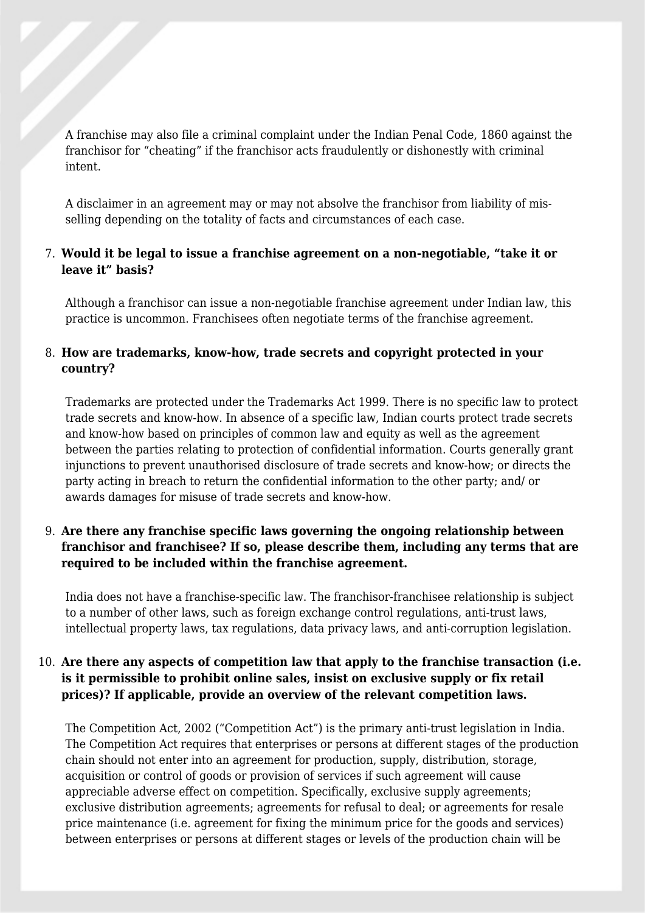A franchise may also file a criminal complaint under the Indian Penal Code, 1860 against the franchisor for "cheating" if the franchisor acts fraudulently or dishonestly with criminal intent.

A disclaimer in an agreement may or may not absolve the franchisor from liability of mis-selling depending on the totality of facts and circumstances of each case.

7. **Would it be legal to issue a franchise agreement on a non-negotiable, "take it or leave it" basis?**

   Although a franchisor can issue a non-negotiable franchise agreement under Indian law, this practice is uncommon. Franchisees often negotiate terms of the franchise agreement.

8. **How are trademarks, know-how, trade secrets and copyright protected in your country?**

   Trademarks are protected under the Trademarks Act 1999. There is no specific law to protect trade secrets and know-how. In absence of a specific law, Indian courts protect trade secrets and know-how based on principles of common law and equity as well as the agreement between the parties relating to protection of confidential information. Courts generally grant injunctions to prevent unauthorised disclosure of trade secrets and know-how; or directs the party acting in breach to return the confidential information to the other party; and/ or awards damages for misuse of trade secrets and know-how.

9. **Are there any franchise specific laws governing the ongoing relationship between franchisor and franchisee? If so, please describe them, including any terms that are required to be included within the franchise agreement.**

   India does not have a franchise-specific law. The franchisor-franchisee relationship is subject to a number of other laws, such as foreign exchange control regulations, anti-trust laws, intellectual property laws, tax regulations, data privacy laws, and anti-corruption legislation.

10. **Are there any aspects of competition law that apply to the franchise transaction (i.e. is it permissible to prohibit online sales, insist on exclusive supply or fix retail prices)? If applicable, provide an overview of the relevant competition laws.**

    The Competition Act, 2002 ("Competition Act") is the primary anti-trust legislation in India. The Competition Act requires that enterprises or persons at different stages of the production chain should not enter into an agreement for production, supply, distribution, storage, acquisition or control of goods or provision of services if such agreement will cause appreciable adverse effect on competition. Specifically, exclusive supply agreements; exclusive distribution agreements; agreements for refusal to deal; or agreements for resale price maintenance (i.e. agreement for fixing the minimum price for the goods and services) between enterprises or persons at different stages or levels of the production chain will be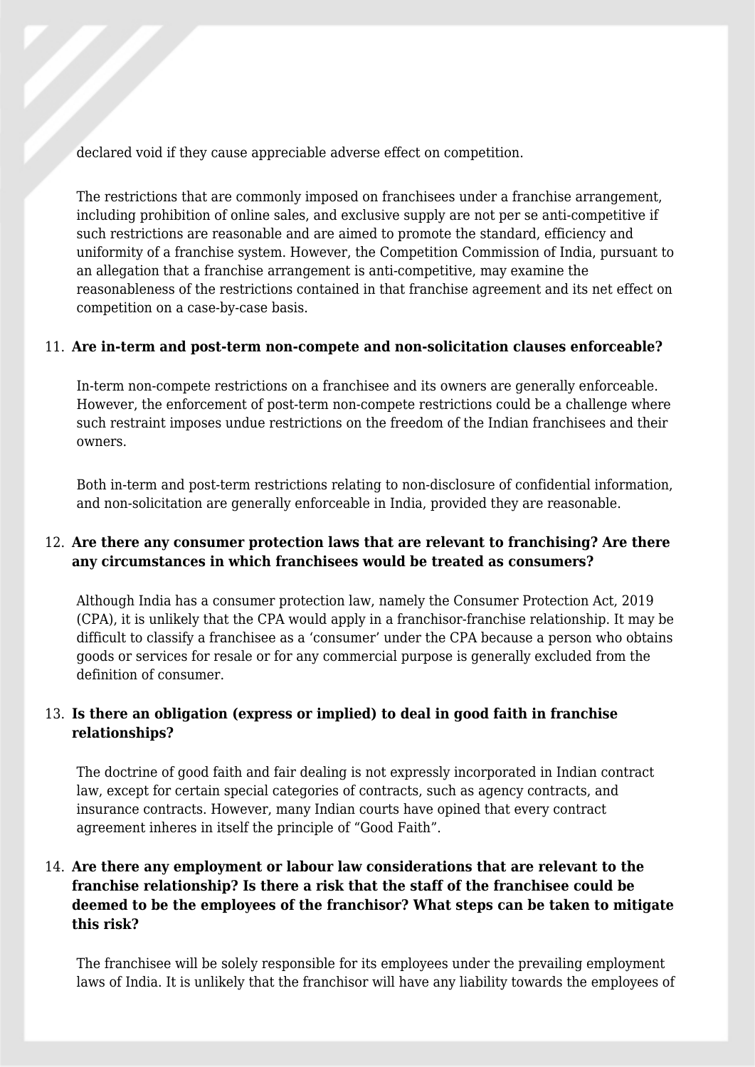declared void if they cause appreciable adverse effect on competition.

The restrictions that are commonly imposed on franchisees under a franchise arrangement, including prohibition of online sales, and exclusive supply are not per se anti-competitive if such restrictions are reasonable and are aimed to promote the standard, efficiency and uniformity of a franchise system. However, the Competition Commission of India, pursuant to an allegation that a franchise arrangement is anti-competitive, may examine the reasonableness of the restrictions contained in that franchise agreement and its net effect on competition on a case-by-case basis.

11. **Are in-term and post-term non-compete and non-solicitation clauses enforceable?**

In-term non-compete restrictions on a franchisee and its owners are generally enforceable. However, the enforcement of post-term non-compete restrictions could be a challenge where such restraint imposes undue restrictions on the freedom of the Indian franchisees and their owners.

Both in-term and post-term restrictions relating to non-disclosure of confidential information, and non-solicitation are generally enforceable in India, provided they are reasonable.

12. **Are there any consumer protection laws that are relevant to franchising? Are there any circumstances in which franchisees would be treated as consumers?**

Although India has a consumer protection law, namely the Consumer Protection Act, 2019 (CPA), it is unlikely that the CPA would apply in a franchisor-franchise relationship. It may be difficult to classify a franchisee as a ‘consumer’ under the CPA because a person who obtains goods or services for resale or for any commercial purpose is generally excluded from the definition of consumer.

13. **Is there an obligation (express or implied) to deal in good faith in franchise relationships?**

The doctrine of good faith and fair dealing is not expressly incorporated in Indian contract law, except for certain special categories of contracts, such as agency contracts, and insurance contracts. However, many Indian courts have opined that every contract agreement inheres in itself the principle of “Good Faith”.

14. **Are there any employment or labour law considerations that are relevant to the franchise relationship? Is there a risk that the staff of the franchisee could be deemed to be the employees of the franchisor? What steps can be taken to mitigate this risk?**

The franchisee will be solely responsible for its employees under the prevailing employment laws of India. It is unlikely that the franchisor will have any liability towards the employees of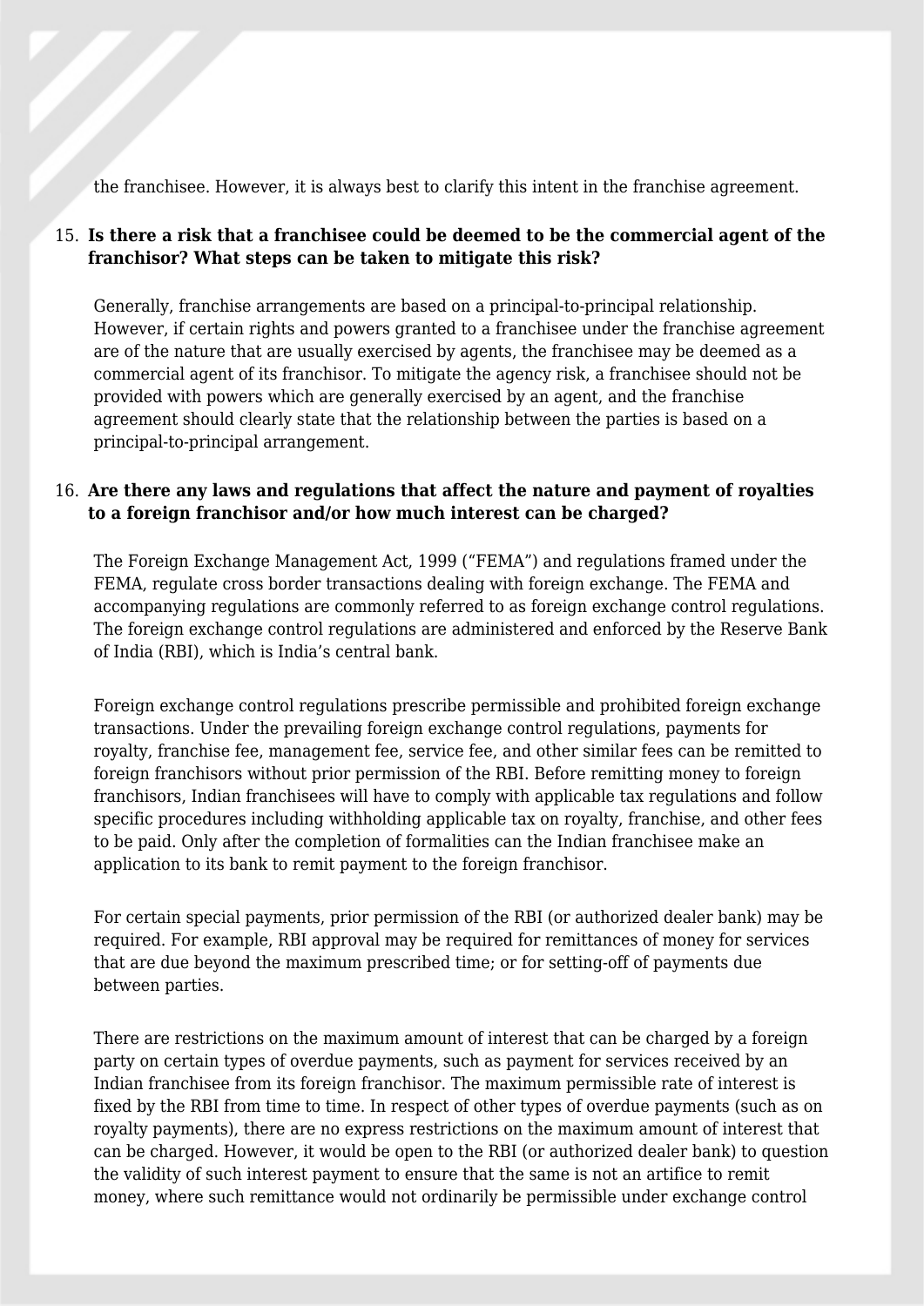the franchisee. However, it is always best to clarify this intent in the franchise agreement.

15. **Is there a risk that a franchisee could be deemed to be the commercial agent of the franchisor? What steps can be taken to mitigate this risk?**

Generally, franchise arrangements are based on a principal-to-principal relationship. However, if certain rights and powers granted to a franchisee under the franchise agreement are of the nature that are usually exercised by agents, the franchisee may be deemed as a commercial agent of its franchisor. To mitigate the agency risk, a franchisee should not be provided with powers which are generally exercised by an agent, and the franchise agreement should clearly state that the relationship between the parties is based on a principal-to-principal arrangement.

16. **Are there any laws and regulations that affect the nature and payment of royalties to a foreign franchisor and/or how much interest can be charged?**

The Foreign Exchange Management Act, 1999 ("FEMA") and regulations framed under the FEMA, regulate cross border transactions dealing with foreign exchange. The FEMA and accompanying regulations are commonly referred to as foreign exchange control regulations. The foreign exchange control regulations are administered and enforced by the Reserve Bank of India (RBI), which is India's central bank.

Foreign exchange control regulations prescribe permissible and prohibited foreign exchange transactions. Under the prevailing foreign exchange control regulations, payments for royalty, franchise fee, management fee, service fee, and other similar fees can be remitted to foreign franchisors without prior permission of the RBI. Before remitting money to foreign franchisors, Indian franchisees will have to comply with applicable tax regulations and follow specific procedures including withholding applicable tax on royalty, franchise, and other fees to be paid. Only after the completion of formalities can the Indian franchisee make an application to its bank to remit payment to the foreign franchisor.

For certain special payments, prior permission of the RBI (or authorized dealer bank) may be required. For example, RBI approval may be required for remittances of money for services that are due beyond the maximum prescribed time; or for setting-off of payments due between parties.

There are restrictions on the maximum amount of interest that can be charged by a foreign party on certain types of overdue payments, such as payment for services received by an Indian franchisee from its foreign franchisor. The maximum permissible rate of interest is fixed by the RBI from time to time. In respect of other types of overdue payments (such as on royalty payments), there are no express restrictions on the maximum amount of interest that can be charged. However, it would be open to the RBI (or authorized dealer bank) to question the validity of such interest payment to ensure that the same is not an artifice to remit money, where such remittance would not ordinarily be permissible under exchange control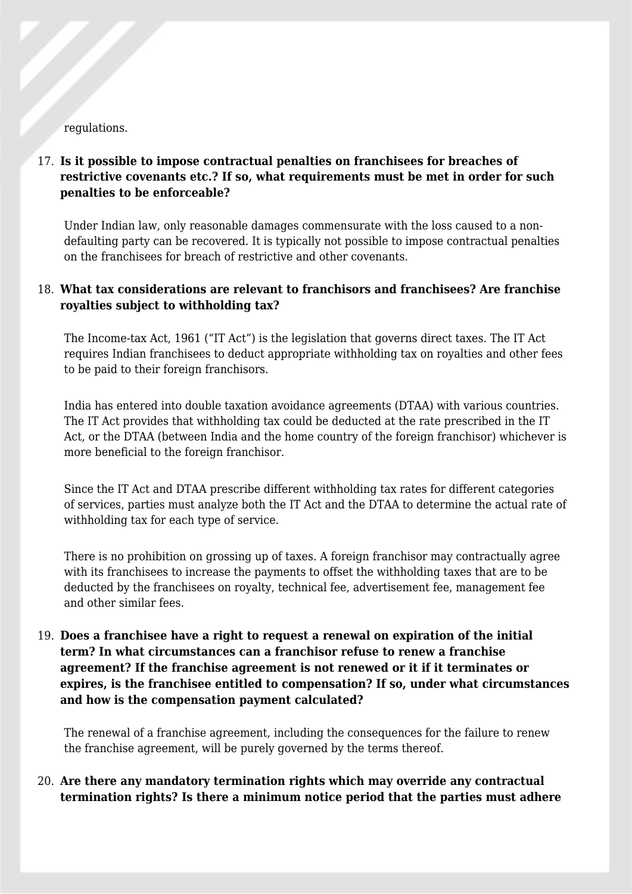regulations.

17. **Is it possible to impose contractual penalties on franchisees for breaches of restrictive covenants etc.? If so, what requirements must be met in order for such penalties to be enforceable?**

    Under Indian law, only reasonable damages commensurate with the loss caused to a non-defaulting party can be recovered. It is typically not possible to impose contractual penalties on the franchisees for breach of restrictive and other covenants.

18. **What tax considerations are relevant to franchisors and franchisees? Are franchise royalties subject to withholding tax?**

    The Income-tax Act, 1961 ("IT Act") is the legislation that governs direct taxes. The IT Act requires Indian franchisees to deduct appropriate withholding tax on royalties and other fees to be paid to their foreign franchisors.

    India has entered into double taxation avoidance agreements (DTAA) with various countries. The IT Act provides that withholding tax could be deducted at the rate prescribed in the IT Act, or the DTAA (between India and the home country of the foreign franchisor) whichever is more beneficial to the foreign franchisor.

    Since the IT Act and DTAA prescribe different withholding tax rates for different categories of services, parties must analyze both the IT Act and the DTAA to determine the actual rate of withholding tax for each type of service.

    There is no prohibition on grossing up of taxes. A foreign franchisor may contractually agree with its franchisees to increase the payments to offset the withholding taxes that are to be deducted by the franchisees on royalty, technical fee, advertisement fee, management fee and other similar fees.

19. **Does a franchisee have a right to request a renewal on expiration of the initial term? In what circumstances can a franchisor refuse to renew a franchise agreement? If the franchise agreement is not renewed or it if it terminates or expires, is the franchisee entitled to compensation? If so, under what circumstances and how is the compensation payment calculated?**

    The renewal of a franchise agreement, including the consequences for the failure to renew the franchise agreement, will be purely governed by the terms thereof.

20. **Are there any mandatory termination rights which may override any contractual termination rights? Is there a minimum notice period that the parties must adhere**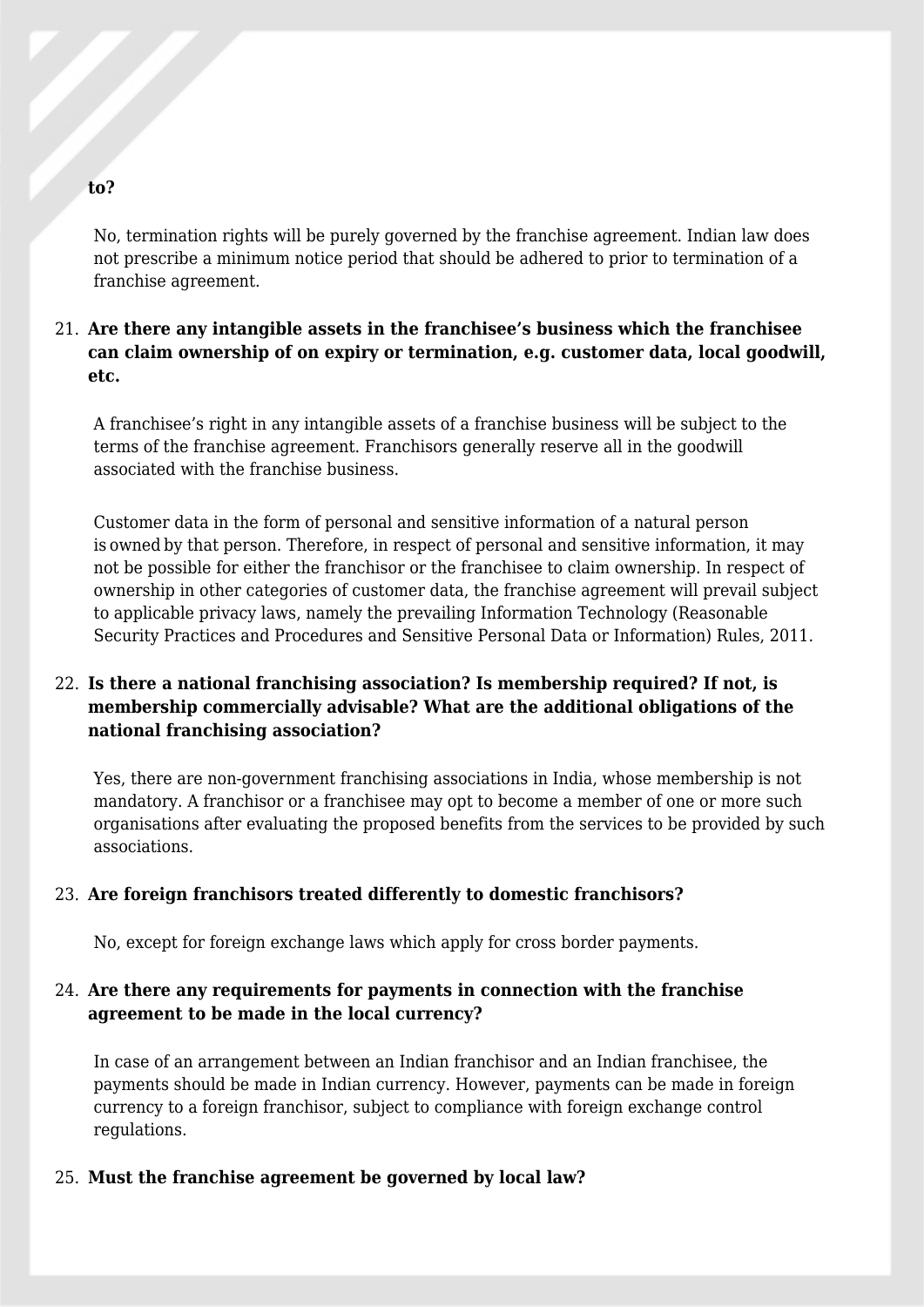**to?**

No, termination rights will be purely governed by the franchise agreement. Indian law does not prescribe a minimum notice period that should be adhered to prior to termination of a franchise agreement.

21. **Are there any intangible assets in the franchisee's business which the franchisee can claim ownership of on expiry or termination, e.g. customer data, local goodwill, etc.**

    A franchisee's right in any intangible assets of a franchise business will be subject to the terms of the franchise agreement. Franchisors generally reserve all in the goodwill associated with the franchise business.

    Customer data in the form of personal and sensitive information of a natural person is owned by that person. Therefore, in respect of personal and sensitive information, it may not be possible for either the franchisor or the franchisee to claim ownership. In respect of ownership in other categories of customer data, the franchise agreement will prevail subject to applicable privacy laws, namely the prevailing Information Technology (Reasonable Security Practices and Procedures and Sensitive Personal Data or Information) Rules, 2011.

22. **Is there a national franchising association? Is membership required? If not, is membership commercially advisable? What are the additional obligations of the national franchising association?**

    Yes, there are non-government franchising associations in India, whose membership is not mandatory. A franchisor or a franchisee may opt to become a member of one or more such organisations after evaluating the proposed benefits from the services to be provided by such associations.

23. **Are foreign franchisors treated differently to domestic franchisors?**

    No, except for foreign exchange laws which apply for cross border payments.

24. **Are there any requirements for payments in connection with the franchise agreement to be made in the local currency?**

    In case of an arrangement between an Indian franchisor and an Indian franchisee, the payments should be made in Indian currency. However, payments can be made in foreign currency to a foreign franchisor, subject to compliance with foreign exchange control regulations.

25. **Must the franchise agreement be governed by local law?**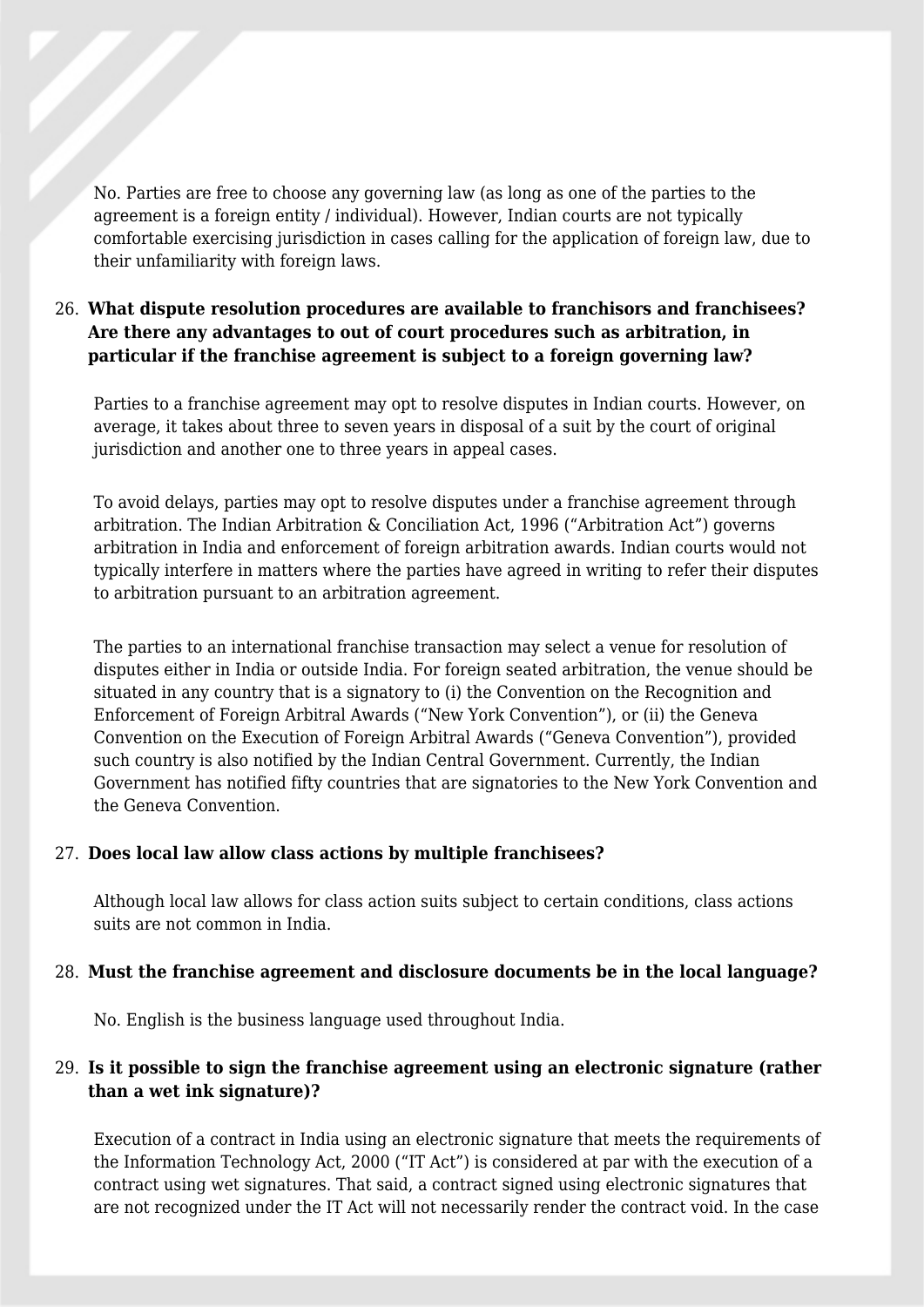No. Parties are free to choose any governing law (as long as one of the parties to the agreement is a foreign entity / individual). However, Indian courts are not typically comfortable exercising jurisdiction in cases calling for the application of foreign law, due to their unfamiliarity with foreign laws.

26. **What dispute resolution procedures are available to franchisors and franchisees? Are there any advantages to out of court procedures such as arbitration, in particular if the franchise agreement is subject to a foreign governing law?**

Parties to a franchise agreement may opt to resolve disputes in Indian courts. However, on average, it takes about three to seven years in disposal of a suit by the court of original jurisdiction and another one to three years in appeal cases.

To avoid delays, parties may opt to resolve disputes under a franchise agreement through arbitration. The Indian Arbitration & Conciliation Act, 1996 ("Arbitration Act") governs arbitration in India and enforcement of foreign arbitration awards. Indian courts would not typically interfere in matters where the parties have agreed in writing to refer their disputes to arbitration pursuant to an arbitration agreement.

The parties to an international franchise transaction may select a venue for resolution of disputes either in India or outside India. For foreign seated arbitration, the venue should be situated in any country that is a signatory to (i) the Convention on the Recognition and Enforcement of Foreign Arbitral Awards ("New York Convention"), or (ii) the Geneva Convention on the Execution of Foreign Arbitral Awards ("Geneva Convention"), provided such country is also notified by the Indian Central Government. Currently, the Indian Government has notified fifty countries that are signatories to the New York Convention and the Geneva Convention.

27. **Does local law allow class actions by multiple franchisees?**

Although local law allows for class action suits subject to certain conditions, class actions suits are not common in India.

28. **Must the franchise agreement and disclosure documents be in the local language?**

No. English is the business language used throughout India.

29. **Is it possible to sign the franchise agreement using an electronic signature (rather than a wet ink signature)?**

Execution of a contract in India using an electronic signature that meets the requirements of the Information Technology Act, 2000 ("IT Act") is considered at par with the execution of a contract using wet signatures. That said, a contract signed using electronic signatures that are not recognized under the IT Act will not necessarily render the contract void. In the case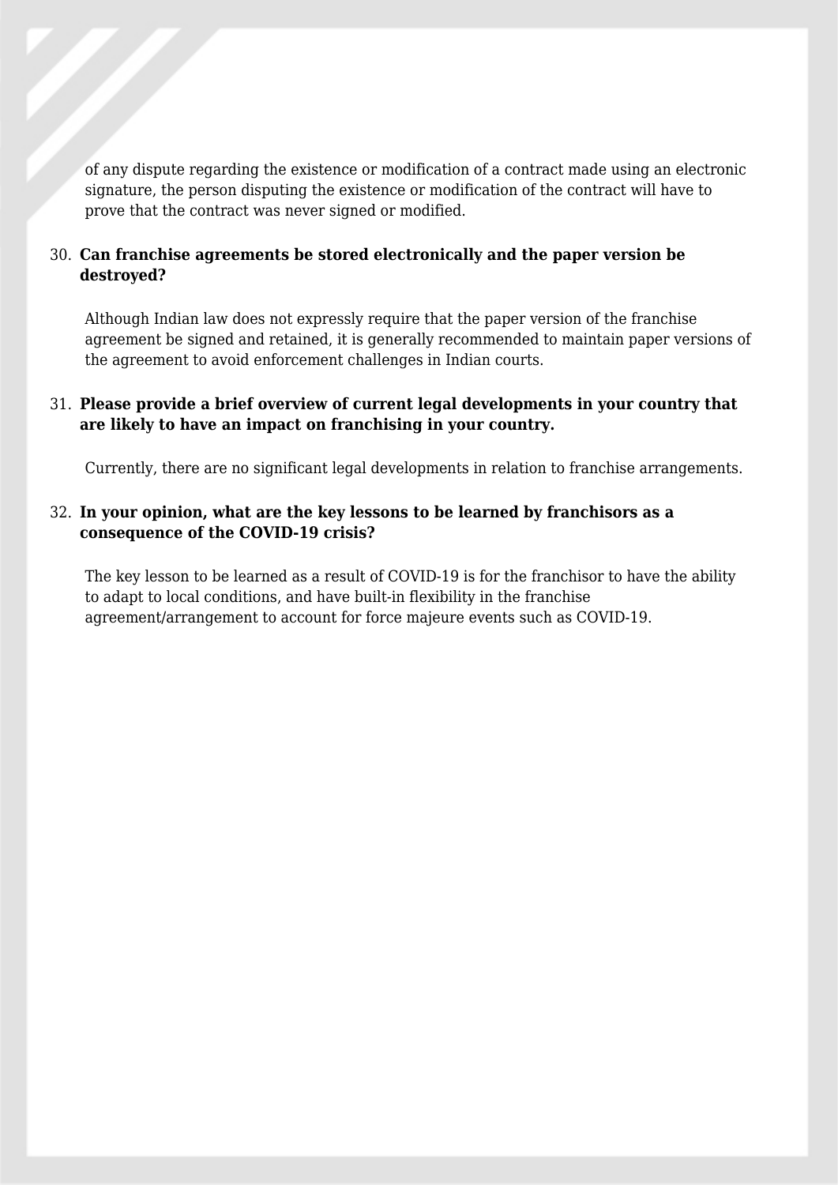of any dispute regarding the existence or modification of a contract made using an electronic signature, the person disputing the existence or modification of the contract will have to prove that the contract was never signed or modified.

30. **Can franchise agreements be stored electronically and the paper version be destroyed?**

Although Indian law does not expressly require that the paper version of the franchise agreement be signed and retained, it is generally recommended to maintain paper versions of the agreement to avoid enforcement challenges in Indian courts.

31. **Please provide a brief overview of current legal developments in your country that are likely to have an impact on franchising in your country.**

Currently, there are no significant legal developments in relation to franchise arrangements.

32. **In your opinion, what are the key lessons to be learned by franchisors as a consequence of the COVID-19 crisis?**

The key lesson to be learned as a result of COVID-19 is for the franchisor to have the ability to adapt to local conditions, and have built-in flexibility in the franchise agreement/arrangement to account for force majeure events such as COVID-19.